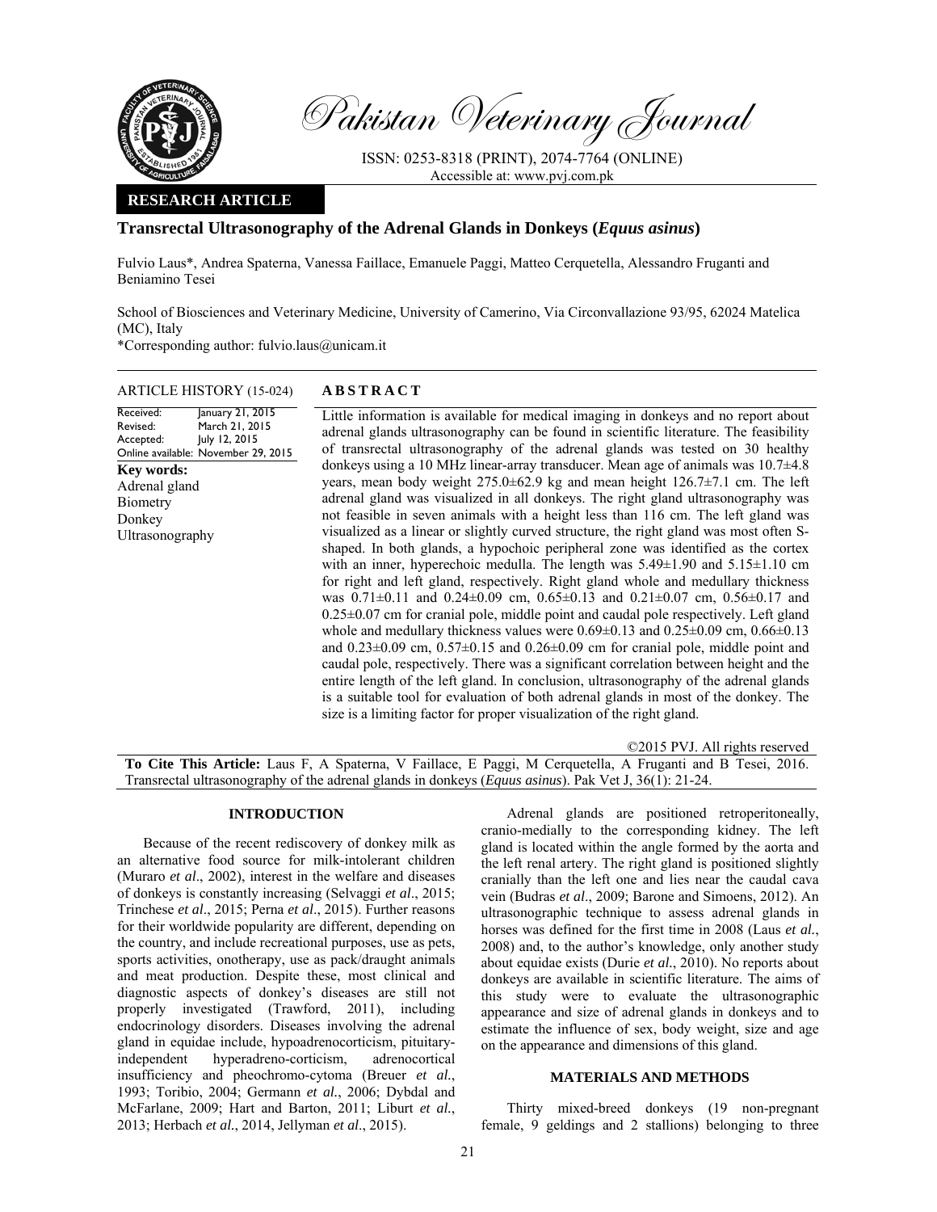# Transrectal Ultrasonography of the Adrenal Glands in Donkeys (*Equus asinus*)

Fulvio Laus*, Andrea Spaterna, Vanessa Faillace, Emanuele Paggi, Matteo Cerquetella, Alessandro Fruganti and Beniamino Tesei

School of Biosciences and Veterinary Medicine, University of Camerino, Via Circonvallazione 93/95, 62024 Matelica (MC), Italy

*Corresponding author: fulvio.laus@unicam.it

**RESEARCH ARTICLE**

**ARTICLE HISTORY** (15-024)

Received: January 21, 2015
Revised: March 21, 2015
Accepted: July 12, 2015
Online available: November 29, 2015

**Key words:**
Adrenal gland
Biometry
Donkey
Ultrasonography

## ABSTRACT

Little information is available for medical imaging in donkeys and no report about adrenal glands ultrasonography can be found in scientific literature. The feasibility of transrectal ultrasonography of the adrenal glands was tested on 30 healthy donkeys using a 10 MHz linear-array transducer. Mean age of animals was 10.7±4.8 years, mean body weight 275.0±62.9 kg and mean height 126.7±7.1 cm. The left adrenal gland was visualized in all donkeys. The right gland ultrasonography was not feasible in seven animals with a height less than 116 cm. The left gland was visualized as a linear or slightly curved structure, the right gland was most often S-shaped. In both glands, a hypochoic peripheral zone was identified as the cortex with an inner, hyperechoic medulla. The length was 5.49±1.90 and 5.15±1.10 cm for right and left gland, respectively. Right gland whole and medullary thickness was 0.71±0.11 and 0.24±0.09 cm, 0.65±0.13 and 0.21±0.07 cm, 0.56±0.17 and 0.25±0.07 cm for cranial pole, middle point and caudal pole respectively. Left gland whole and medullary thickness values were 0.69±0.13 and 0.25±0.09 cm, 0.66±0.13 and 0.23±0.09 cm, 0.57±0.15 and 0.26±0.09 cm for cranial pole, middle point and caudal pole, respectively. There was a significant correlation between height and the entire length of the left gland. In conclusion, ultrasonography of the adrenal glands is a suitable tool for evaluation of both adrenal glands in most of the donkey. The size is a limiting factor for proper visualization of the right gland.

©2015 PVJ. All rights reserved

**To Cite This Article:** Laus F, A Spaterna, V Faillace, E Paggi, M Cerquetella, A Fruganti and B Tesei, 2016. Transrectal ultrasonography of the adrenal glands in donkeys (*Equus asinus*). Pak Vet J, 36(1): 21-24.

## INTRODUCTION

Because of the recent rediscovery of donkey milk as an alternative food source for milk-intolerant children (Muraro *et al*., 2002), interest in the welfare and diseases of donkeys is constantly increasing (Selvaggi *et al*., 2015; Trinchese *et al*., 2015; Perna *et al*., 2015). Further reasons for their worldwide popularity are different, depending on the country, and include recreational purposes, use as pets, sports activities, onotherapy, use as pack/draught animals and meat production. Despite these, most clinical and diagnostic aspects of donkey's diseases are still not properly investigated (Trawford, 2011), including endocrinology disorders. Diseases involving the adrenal gland in equidae include, hypoadrenocorticism, pituitary-independent hyperadreno-corticism, adrenocortical insufficiency and pheochromo-cytoma (Breuer *et al.*, 1993; Toribio, 2004; Germann *et al.*, 2006; Dybdal and McFarlane, 2009; Hart and Barton, 2011; Liburt *et al.*, 2013; Herbach *et al.*, 2014, Jellyman *et al*., 2015).

Adrenal glands are positioned retroperitoneally, cranio-medially to the corresponding kidney. The left gland is located within the angle formed by the aorta and the left renal artery. The right gland is positioned slightly cranially than the left one and lies near the caudal cava vein (Budras *et al*., 2009; Barone and Simoens, 2012). An ultrasonographic technique to assess adrenal glands in horses was defined for the first time in 2008 (Laus *et al.*, 2008) and, to the author's knowledge, only another study about equidae exists (Durie *et al.*, 2010). No reports about donkeys are available in scientific literature. The aims of this study were to evaluate the ultrasonographic appearance and size of adrenal glands in donkeys and to estimate the influence of sex, body weight, size and age on the appearance and dimensions of this gland.

## MATERIALS AND METHODS

Thirty mixed-breed donkeys (19 non-pregnant female, 9 geldings and 2 stallions) belonging to three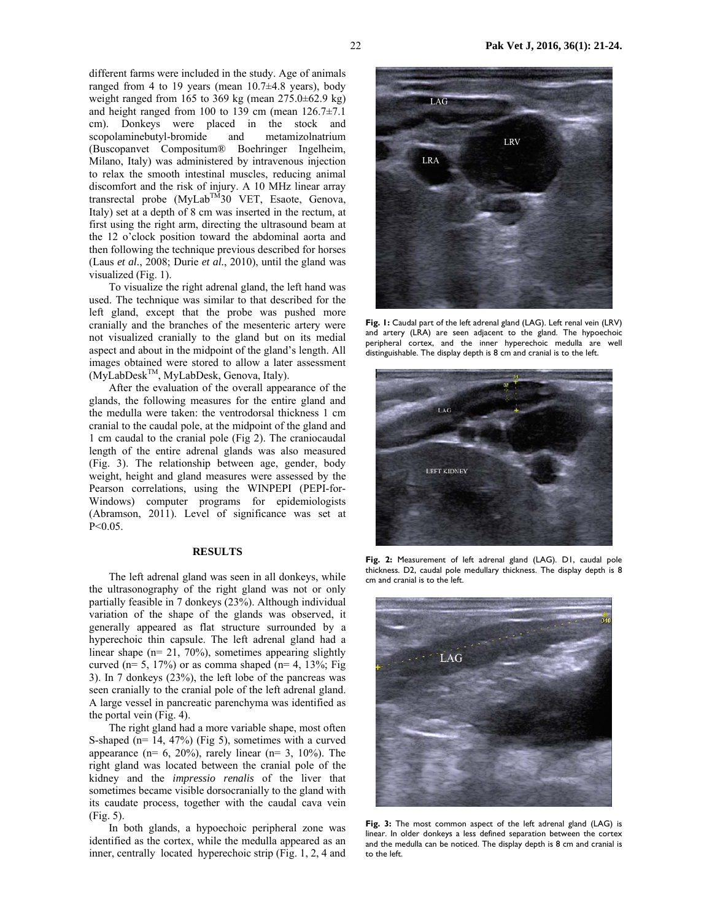different farms were included in the study. Age of animals ranged from 4 to 19 years (mean 10.7±4.8 years), body weight ranged from 165 to 369 kg (mean 275.0±62.9 kg) and height ranged from 100 to 139 cm (mean 126.7±7.1 cm). Donkeys were placed in the stock and scopolaminebutyl-bromide and metamizolnatrium (Buscopanvet Compositum® Boehringer Ingelheim, Milano, Italy) was administered by intravenous injection to relax the smooth intestinal muscles, reducing animal discomfort and the risk of injury. A 10 MHz linear array transrectal probe (MyLab™30 VET, Esaote, Genova, Italy) set at a depth of 8 cm was inserted in the rectum, at first using the right arm, directing the ultrasound beam at the 12 o'clock position toward the abdominal aorta and then following the technique previous described for horses (Laus *et al.*, 2008; Durie *et al.*, 2010), until the gland was visualized (Fig. 1).

To visualize the right adrenal gland, the left hand was used. The technique was similar to that described for the left gland, except that the probe was pushed more cranially and the branches of the mesenteric artery were not visualized cranially to the gland but on its medial aspect and about in the midpoint of the gland's length. All images obtained were stored to allow a later assessment (MyLabDesk™, MyLabDesk, Genova, Italy).

After the evaluation of the overall appearance of the glands, the following measures for the entire gland and the medulla were taken: the ventrodorsal thickness 1 cm cranial to the caudal pole, at the midpoint of the gland and 1 cm caudal to the cranial pole (Fig 2). The craniocaudal length of the entire adrenal glands was also measured (Fig. 3). The relationship between age, gender, body weight, height and gland measures were assessed by the Pearson correlations, using the WINPEPI (PEPI-for-Windows) computer programs for epidemiologists (Abramson, 2011). Level of significance was set at $P<0.05$.

## RESULTS

The left adrenal gland was seen in all donkeys, while the ultrasonography of the right gland was not or only partially feasible in 7 donkeys (23%). Although individual variation of the shape of the glands was observed, it generally appeared as flat structure surrounded by a hyperechoic thin capsule. The left adrenal gland had a linear shape (n= 21, 70%), sometimes appearing slightly curved (n= 5, 17%) or as comma shaped (n= 4, 13%; Fig 3). In 7 donkeys (23%), the left lobe of the pancreas was seen cranially to the cranial pole of the left adrenal gland. A large vessel in pancreatic parenchyma was identified as the portal vein (Fig. 4).

The right gland had a more variable shape, most often S-shaped (n= 14, 47%) (Fig 5), sometimes with a curved appearance (n= 6, 20%), rarely linear (n= 3, 10%). The right gland was located between the cranial pole of the kidney and the *impressio renalis* of the liver that sometimes became visible dorsocranially to the gland with its caudate process, together with the caudal cava vein (Fig. 5).

In both glands, a hypoechoic peripheral zone was identified as the cortex, while the medulla appeared as an inner, centrally located hyperechoic strip (Fig. 1, 2, 4 and

**Fig. 1:** Caudal part of the left adrenal gland (LAG). Left renal vein (LRV) and artery (LRA) are seen adjacent to the gland. The hypoechoic peripheral cortex, and the inner hyperechoic medulla are well distinguishable. The display depth is 8 cm and cranial is to the left.

**Fig. 2:** Measurement of left adrenal gland (LAG). D1, caudal pole thickness. D2, caudal pole medullary thickness. The display depth is 8 cm and cranial is to the left.

**Fig. 3:** The most common aspect of the left adrenal gland (LAG) is linear. In older donkeys a less defined separation between the cortex and the medulla can be noticed. The display depth is 8 cm and cranial is to the left.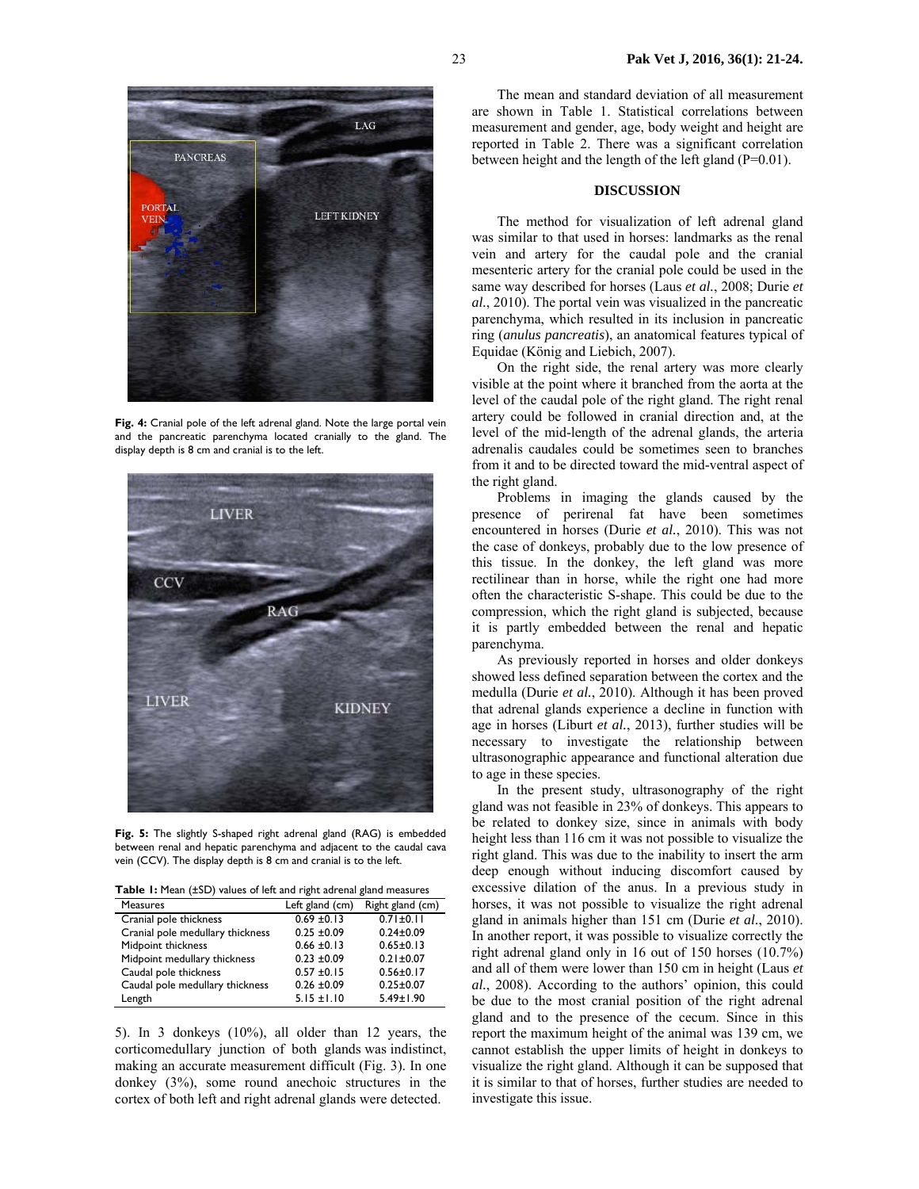**Fig. 4:** Cranial pole of the left adrenal gland. Note the large portal vein and the pancreatic parenchyma located cranially to the gland. The display depth is 8 cm and cranial is to the left.

**Fig. 5:** The slightly S-shaped right adrenal gland (RAG) is embedded between renal and hepatic parenchyma and adjacent to the caudal cava vein (CCV). The display depth is 8 cm and cranial is to the left.

**Table 1:** Mean (±SD) values of left and right adrenal gland measures

| Measures | Left gland (cm) | Right gland (cm) |
|---|---|---|
| Cranial pole thickness | 0.69 ±0.13 | 0.71±0.11 |
| Cranial pole medullary thickness | 0.25 ±0.09 | 0.24±0.09 |
| Midpoint thickness | 0.66 ±0.13 | 0.65±0.13 |
| Midpoint medullary thickness | 0.23 ±0.09 | 0.21±0.07 |
| Caudal pole thickness | 0.57 ±0.15 | 0.56±0.17 |
| Caudal pole medullary thickness | 0.26 ±0.09 | 0.25±0.07 |
| Length | 5.15 ±1.10 | 5.49±1.90 |

5). In 3 donkeys (10%), all older than 12 years, the corticomedullary junction of both glands was indistinct, making an accurate measurement difficult (Fig. 3). In one donkey (3%), some round anechoic structures in the cortex of both left and right adrenal glands were detected.

The mean and standard deviation of all measurement are shown in Table 1. Statistical correlations between measurement and gender, age, body weight and height are reported in Table 2. There was a significant correlation between height and the length of the left gland (P=0.01).

## DISCUSSION

The method for visualization of left adrenal gland was similar to that used in horses: landmarks as the renal vein and artery for the caudal pole and the cranial mesenteric artery for the cranial pole could be used in the same way described for horses (Laus *et al.*, 2008; Durie *et al.*, 2010). The portal vein was visualized in the pancreatic parenchyma, which resulted in its inclusion in pancreatic ring (*anulus pancreatis*), an anatomical features typical of Equidae (König and Liebich, 2007).

On the right side, the renal artery was more clearly visible at the point where it branched from the aorta at the level of the caudal pole of the right gland. The right renal artery could be followed in cranial direction and, at the level of the mid-length of the adrenal glands, the arteria adrenalis caudales could be sometimes seen to branches from it and to be directed toward the mid-ventral aspect of the right gland.

Problems in imaging the glands caused by the presence of perirenal fat have been sometimes encountered in horses (Durie *et al.*, 2010). This was not the case of donkeys, probably due to the low presence of this tissue. In the donkey, the left gland was more rectilinear than in horse, while the right one had more often the characteristic S-shape. This could be due to the compression, which the right gland is subjected, because it is partly embedded between the renal and hepatic parenchyma.

As previously reported in horses and older donkeys showed less defined separation between the cortex and the medulla (Durie *et al.*, 2010). Although it has been proved that adrenal glands experience a decline in function with age in horses (Liburt *et al.*, 2013), further studies will be necessary to investigate the relationship between ultrasonographic appearance and functional alteration due to age in these species.

In the present study, ultrasonography of the right gland was not feasible in 23% of donkeys. This appears to be related to donkey size, since in animals with body height less than 116 cm it was not possible to visualize the right gland. This was due to the inability to insert the arm deep enough without inducing discomfort caused by excessive dilation of the anus. In a previous study in horses, it was not possible to visualize the right adrenal gland in animals higher than 151 cm (Durie *et al.*, 2010). In another report, it was possible to visualize correctly the right adrenal gland only in 16 out of 150 horses (10.7%) and all of them were lower than 150 cm in height (Laus *et al.*, 2008). According to the authors' opinion, this could be due to the most cranial position of the right adrenal gland and to the presence of the cecum. Since in this report the maximum height of the animal was 139 cm, we cannot establish the upper limits of height in donkeys to visualize the right gland. Although it can be supposed that it is similar to that of horses, further studies are needed to investigate this issue.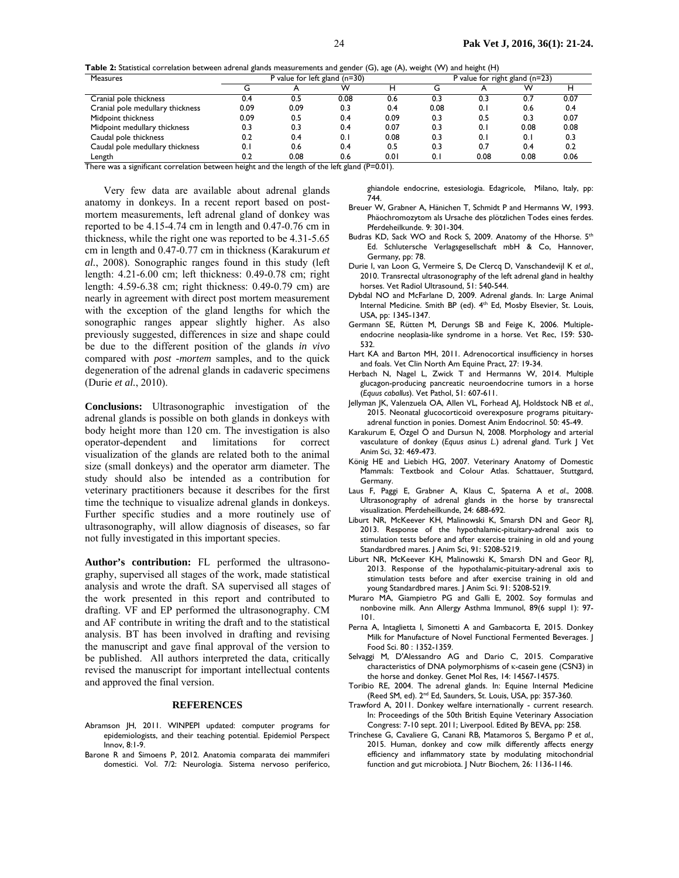**Table 2:** Statistical correlation between adrenal glands measurements and gender (G), age (A), weight (W) and height (H)

| Measures | P value for left gland (n=30) | | | | P value for right gland (n=23) | | | |
|---|---|---|---|---|---|---|---|---|
| | G | A | W | H | G | A | W | H |
| Cranial pole thickness | 0.4 | 0.5 | 0.08 | 0.6 | 0.3 | 0.3 | 0.7 | 0.07 |
| Cranial pole medullary thickness | 0.09 | 0.09 | 0.3 | 0.4 | 0.08 | 0.1 | 0.6 | 0.4 |
| Midpoint thickness | 0.09 | 0.5 | 0.4 | 0.09 | 0.3 | 0.5 | 0.3 | 0.07 |
| Midpoint medullary thickness | 0.3 | 0.3 | 0.4 | 0.07 | 0.3 | 0.1 | 0.08 | 0.08 |
| Caudal pole thickness | 0.2 | 0.4 | 0.1 | 0.08 | 0.3 | 0.1 | 0.1 | 0.3 |
| Caudal pole medullary thickness | 0.1 | 0.6 | 0.4 | 0.5 | 0.3 | 0.7 | 0.4 | 0.2 |
| Length | 0.2 | 0.08 | 0.6 | 0.01 | 0.1 | 0.08 | 0.08 | 0.06 |

There was a significant correlation between height and the length of the left gland (P=0.01).

Very few data are available about adrenal glands anatomy in donkeys. In a recent report based on post-mortem measurements, left adrenal gland of donkey was reported to be 4.15-4.74 cm in length and 0.47-0.76 cm in thickness, while the right one was reported to be 4.31-5.65 cm in length and 0.47-0.77 cm in thickness (Karakurum *et al.*, 2008). Sonographic ranges found in this study (left length: 4.21-6.00 cm; left thickness: 0.49-0.78 cm; right length: 4.59-6.38 cm; right thickness: 0.49-0.79 cm) are nearly in agreement with direct post mortem measurement with the exception of the gland lengths for which the sonographic ranges appear slightly higher. As also previously suggested, differences in size and shape could be due to the different position of the glands *in vivo* compared with *post -mortem* samples, and to the quick degeneration of the adrenal glands in cadaveric specimens (Durie *et al.*, 2010).

**Conclusions:** Ultrasonographic investigation of the adrenal glands is possible on both glands in donkeys with body height more than 120 cm. The investigation is also operator-dependent and limitations for correct visualization of the glands are related both to the animal size (small donkeys) and the operator arm diameter. The study should also be intended as a contribution for veterinary practitioners because it describes for the first time the technique to visualize adrenal glands in donkeys. Further specific studies and a more routinely use of ultrasonography, will allow diagnosis of diseases, so far not fully investigated in this important species.

**Author's contribution:** FL performed the ultrasonography, supervised all stages of the work, made statistical analysis and wrote the draft. SA supervised all stages of the work presented in this report and contributed to drafting. VF and EP performed the ultrasonography. CM and AF contribute in writing the draft and to the statistical analysis. BT has been involved in drafting and revising the manuscript and gave final approval of the version to be published. All authors interpreted the data, critically revised the manuscript for important intellectual contents and approved the final version.

## REFERENCES

Abramson JH, 2011. WINPEPI updated: computer programs for epidemiologists, and their teaching potential. Epidemiol Perspect Innov, 8:1-9.

Barone R and Simoens P, 2012. Anatomia comparata dei mammiferi domestici. Vol. 7/2: Neurologia. Sistema nervoso periferico, ghiandole endocrine, estesiologia. Edagricole, Milano, Italy, pp: 744.

Breuer W, Grabner A, Hänichen T, Schmidt P and Hermanns W, 1993. Phäochromozytom als Ursache des plötzlichen Todes eines ferdes. Pferdeheilkunde. 9: 301-304.

Budras KD, Sack WO and Rock S, 2009. Anatomy of the Hhorse. 5th Ed. Schlutersche Verlagsgesellschaft mbH & Co, Hannover, Germany, pp: 78.

Durie I, van Loon G, Vermeire S, De Clercq D, Vanschandevijl K *et al.*, 2010. Transrectal ultrasonography of the left adrenal gland in healthy horses. Vet Radiol Ultrasound, 51: 540-544.

Dybdal NO and McFarlane D, 2009. Adrenal glands. In: Large Animal Internal Medicine. Smith BP (ed). 4th Ed, Mosby Elsevier, St. Louis, USA, pp: 1345-1347.

Germann SE, Rütten M, Derungs SB and Feige K, 2006. Multiple-endocrine neoplasia-like syndrome in a horse. Vet Rec, 159: 530-532.

Hart KA and Barton MH, 2011. Adrenocortical insufficiency in horses and foals. Vet Clin North Am Equine Pract, 27: 19-34.

Herbach N, Nagel L, Zwick T and Hermanns W, 2014. Multiple glucagon-producing pancreatic neuroendocrine tumors in a horse (*Equus caballus*). Vet Pathol, 51: 607-611.

Jellyman JK, Valenzuela OA, Allen VL, Forhead AJ, Holdstock NB *et al.*, 2015. Neonatal glucocorticoid overexposure programs pituitary-adrenal function in ponies. Domest Anim Endocrinol. 50: 45-49.

Karakurum E, Özgel Ö and Dursun N, 2008. Morphology and arterial vasculature of donkey (*Equus asinus L.*) adrenal gland. Turk J Vet Anim Sci, 32: 469-473.

König HE and Liebich HG, 2007. Veterinary Anatomy of Domestic Mammals: Textbook and Colour Atlas. Schattauer, Stuttgard, Germany.

Laus F, Paggi E, Grabner A, Klaus C, Spaterna A *et al*., 2008. Ultrasonography of adrenal glands in the horse by transrectal visualization. Pferdeheilkunde, 24: 688-692.

Liburt NR, McKeever KH, Malinowski K, Smarsh DN and Geor RJ, 2013. Response of the hypothalamic-pituitary-adrenal axis to stimulation tests before and after exercise training in old and young Standardbred mares. J Anim Sci, 91: 5208-5219.

Liburt NR, McKeever KH, Malinowski K, Smarsh DN and Geor RJ, 2013. Response of the hypothalamic-pituitary-adrenal axis to stimulation tests before and after exercise training in old and young Standardbred mares. J Anim Sci. 91: 5208-5219.

Muraro MA, Giampietro PG and Galli E, 2002. Soy formulas and nonbovine milk. Ann Allergy Asthma Immunol, 89(6 suppl 1): 97-101.

Perna A, Intaglietta I, Simonetti A and Gambacorta E, 2015. Donkey Milk for Manufacture of Novel Functional Fermented Beverages. J Food Sci. 80 : 1352-1359.

Selvaggi M, D'Alessandro AG and Dario C, 2015. Comparative characteristics of DNA polymorphisms of κ-casein gene (CSN3) in the horse and donkey. Genet Mol Res, 14: 14567-14575.

Toribio RE, 2004. The adrenal glands. In: Equine Internal Medicine (Reed SM, ed). 2nd Ed, Saunders, St. Louis, USA, pp: 357-360.

Trawford A, 2011. Donkey welfare internationally - current research. In: Proceedings of the 50th British Equine Veterinary Association Congress: 7-10 sept. 2011; Liverpool. Edited By BEVA, pp: 258.

Trinchese G, Cavaliere G, Canani RB, Matamoros S, Bergamo P *et al.*, 2015. Human, donkey and cow milk differently affects energy efficiency and inflammatory state by modulating mitochondrial function and gut microbiota. J Nutr Biochem, 26: 1136-1146.